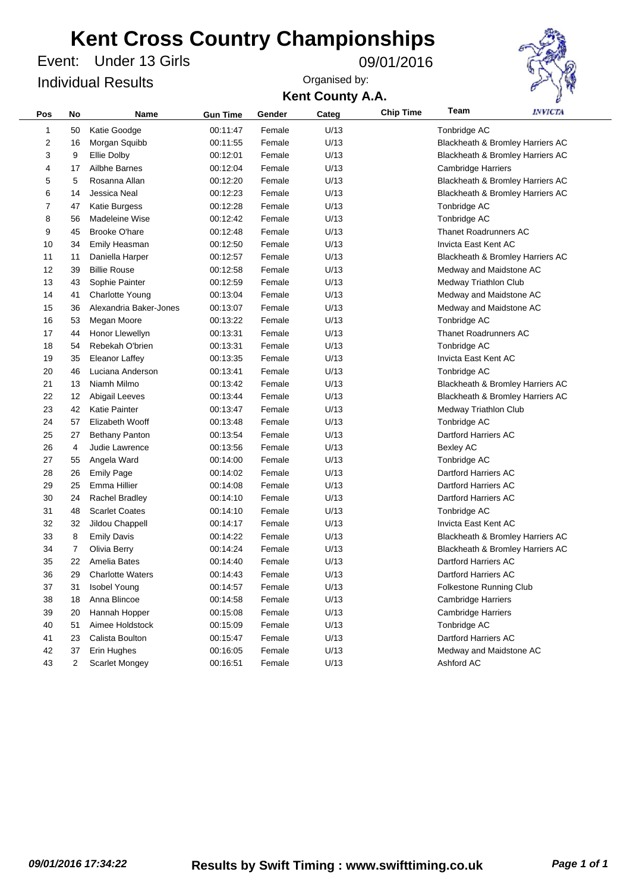# Kent Cross Country Championships

Event: Under 13 Girls

09/01/2016

Individual Results

Organised by:

**Kent County A.A.**

| Pos | No | Name | Gun Time | Gender | Categ | Chip Time | Team |
|---|---|---|---|---|---|---|---|
| 1 | 50 | Katie Goodge | 00:11:47 | Female | U/13 | | Tonbridge AC |
| 2 | 16 | Morgan Squibb | 00:11:55 | Female | U/13 | | Blackheath & Bromley Harriers AC |
| 3 | 9 | Ellie Dolby | 00:12:01 | Female | U/13 | | Blackheath & Bromley Harriers AC |
| 4 | 17 | Ailbhe Barnes | 00:12:04 | Female | U/13 | | Cambridge Harriers |
| 5 | 5 | Rosanna Allan | 00:12:20 | Female | U/13 | | Blackheath & Bromley Harriers AC |
| 6 | 14 | Jessica Neal | 00:12:23 | Female | U/13 | | Blackheath & Bromley Harriers AC |
| 7 | 47 | Katie Burgess | 00:12:28 | Female | U/13 | | Tonbridge AC |
| 8 | 56 | Madeleine Wise | 00:12:42 | Female | U/13 | | Tonbridge AC |
| 9 | 45 | Brooke O'hare | 00:12:48 | Female | U/13 | | Thanet Roadrunners AC |
| 10 | 34 | Emily Heasman | 00:12:50 | Female | U/13 | | Invicta East Kent AC |
| 11 | 11 | Daniella Harper | 00:12:57 | Female | U/13 | | Blackheath & Bromley Harriers AC |
| 12 | 39 | Billie Rouse | 00:12:58 | Female | U/13 | | Medway and Maidstone AC |
| 13 | 43 | Sophie Painter | 00:12:59 | Female | U/13 | | Medway Triathlon Club |
| 14 | 41 | Charlotte Young | 00:13:04 | Female | U/13 | | Medway and Maidstone AC |
| 15 | 36 | Alexandria Baker-Jones | 00:13:07 | Female | U/13 | | Medway and Maidstone AC |
| 16 | 53 | Megan Moore | 00:13:22 | Female | U/13 | | Tonbridge AC |
| 17 | 44 | Honor Llewellyn | 00:13:31 | Female | U/13 | | Thanet Roadrunners AC |
| 18 | 54 | Rebekah O'brien | 00:13:31 | Female | U/13 | | Tonbridge AC |
| 19 | 35 | Eleanor Laffey | 00:13:35 | Female | U/13 | | Invicta East Kent AC |
| 20 | 46 | Luciana Anderson | 00:13:41 | Female | U/13 | | Tonbridge AC |
| 21 | 13 | Niamh Milmo | 00:13:42 | Female | U/13 | | Blackheath & Bromley Harriers AC |
| 22 | 12 | Abigail Leeves | 00:13:44 | Female | U/13 | | Blackheath & Bromley Harriers AC |
| 23 | 42 | Katie Painter | 00:13:47 | Female | U/13 | | Medway Triathlon Club |
| 24 | 57 | Elizabeth Wooff | 00:13:48 | Female | U/13 | | Tonbridge AC |
| 25 | 27 | Bethany Panton | 00:13:54 | Female | U/13 | | Dartford Harriers AC |
| 26 | 4 | Judie Lawrence | 00:13:56 | Female | U/13 | | Bexley AC |
| 27 | 55 | Angela Ward | 00:14:00 | Female | U/13 | | Tonbridge AC |
| 28 | 26 | Emily Page | 00:14:02 | Female | U/13 | | Dartford Harriers AC |
| 29 | 25 | Emma Hillier | 00:14:08 | Female | U/13 | | Dartford Harriers AC |
| 30 | 24 | Rachel Bradley | 00:14:10 | Female | U/13 | | Dartford Harriers AC |
| 31 | 48 | Scarlet Coates | 00:14:10 | Female | U/13 | | Tonbridge AC |
| 32 | 32 | Jildou Chappell | 00:14:17 | Female | U/13 | | Invicta East Kent AC |
| 33 | 8 | Emily Davis | 00:14:22 | Female | U/13 | | Blackheath & Bromley Harriers AC |
| 34 | 7 | Olivia Berry | 00:14:24 | Female | U/13 | | Blackheath & Bromley Harriers AC |
| 35 | 22 | Amelia Bates | 00:14:40 | Female | U/13 | | Dartford Harriers AC |
| 36 | 29 | Charlotte Waters | 00:14:43 | Female | U/13 | | Dartford Harriers AC |
| 37 | 31 | Isobel Young | 00:14:57 | Female | U/13 | | Folkestone Running Club |
| 38 | 18 | Anna Blincoe | 00:14:58 | Female | U/13 | | Cambridge Harriers |
| 39 | 20 | Hannah Hopper | 00:15:08 | Female | U/13 | | Cambridge Harriers |
| 40 | 51 | Aimee Holdstock | 00:15:09 | Female | U/13 | | Tonbridge AC |
| 41 | 23 | Calista Boulton | 00:15:47 | Female | U/13 | | Dartford Harriers AC |
| 42 | 37 | Erin Hughes | 00:16:05 | Female | U/13 | | Medway and Maidstone AC |
| 43 | 2 | Scarlet Mongey | 00:16:51 | Female | U/13 | | Ashford AC |

*09/01/2016 17:34:22* **Results by Swift Timing : www.swifttiming.co.uk**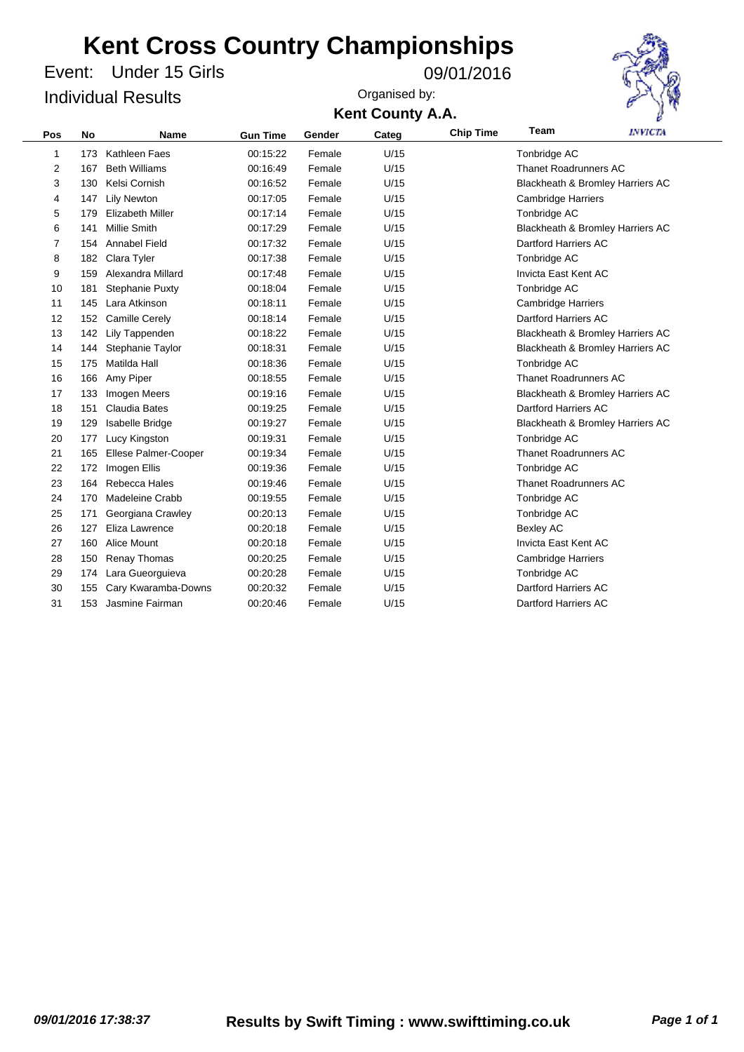# Kent Cross Country Championships

Event: Under 15 Girls

09/01/2016

Individual Results

Organised by:

**Kent County A.A.**

| Pos | No | Name | Gun Time | Gender | Categ | Chip Time | Team |
|---|---|---|---|---|---|---|---|
| 1 | 173 | Kathleen Faes | 00:15:22 | Female | U/15 | | Tonbridge AC |
| 2 | 167 | Beth Williams | 00:16:49 | Female | U/15 | | Thanet Roadrunners AC |
| 3 | 130 | Kelsi Cornish | 00:16:52 | Female | U/15 | | Blackheath & Bromley Harriers AC |
| 4 | 147 | Lily Newton | 00:17:05 | Female | U/15 | | Cambridge Harriers |
| 5 | 179 | Elizabeth Miller | 00:17:14 | Female | U/15 | | Tonbridge AC |
| 6 | 141 | Millie Smith | 00:17:29 | Female | U/15 | | Blackheath & Bromley Harriers AC |
| 7 | 154 | Annabel Field | 00:17:32 | Female | U/15 | | Dartford Harriers AC |
| 8 | 182 | Clara Tyler | 00:17:38 | Female | U/15 | | Tonbridge AC |
| 9 | 159 | Alexandra Millard | 00:17:48 | Female | U/15 | | Invicta East Kent AC |
| 10 | 181 | Stephanie Puxty | 00:18:04 | Female | U/15 | | Tonbridge AC |
| 11 | 145 | Lara Atkinson | 00:18:11 | Female | U/15 | | Cambridge Harriers |
| 12 | 152 | Camille Cerely | 00:18:14 | Female | U/15 | | Dartford Harriers AC |
| 13 | 142 | Lily Tappenden | 00:18:22 | Female | U/15 | | Blackheath & Bromley Harriers AC |
| 14 | 144 | Stephanie Taylor | 00:18:31 | Female | U/15 | | Blackheath & Bromley Harriers AC |
| 15 | 175 | Matilda Hall | 00:18:36 | Female | U/15 | | Tonbridge AC |
| 16 | 166 | Amy Piper | 00:18:55 | Female | U/15 | | Thanet Roadrunners AC |
| 17 | 133 | Imogen Meers | 00:19:16 | Female | U/15 | | Blackheath & Bromley Harriers AC |
| 18 | 151 | Claudia Bates | 00:19:25 | Female | U/15 | | Dartford Harriers AC |
| 19 | 129 | Isabelle Bridge | 00:19:27 | Female | U/15 | | Blackheath & Bromley Harriers AC |
| 20 | 177 | Lucy Kingston | 00:19:31 | Female | U/15 | | Tonbridge AC |
| 21 | 165 | Ellese Palmer-Cooper | 00:19:34 | Female | U/15 | | Thanet Roadrunners AC |
| 22 | 172 | Imogen Ellis | 00:19:36 | Female | U/15 | | Tonbridge AC |
| 23 | 164 | Rebecca Hales | 00:19:46 | Female | U/15 | | Thanet Roadrunners AC |
| 24 | 170 | Madeleine Crabb | 00:19:55 | Female | U/15 | | Tonbridge AC |
| 25 | 171 | Georgiana Crawley | 00:20:13 | Female | U/15 | | Tonbridge AC |
| 26 | 127 | Eliza Lawrence | 00:20:18 | Female | U/15 | | Bexley AC |
| 27 | 160 | Alice Mount | 00:20:18 | Female | U/15 | | Invicta East Kent AC |
| 28 | 150 | Renay Thomas | 00:20:25 | Female | U/15 | | Cambridge Harriers |
| 29 | 174 | Lara Gueorguieva | 00:20:28 | Female | U/15 | | Tonbridge AC |
| 30 | 155 | Cary Kwaramba-Downs | 00:20:32 | Female | U/15 | | Dartford Harriers AC |
| 31 | 153 | Jasmine Fairman | 00:20:46 | Female | U/15 | | Dartford Harriers AC |

*09/01/2016 17:38:37*

**Results by Swift Timing : www.swifttiming.co.uk**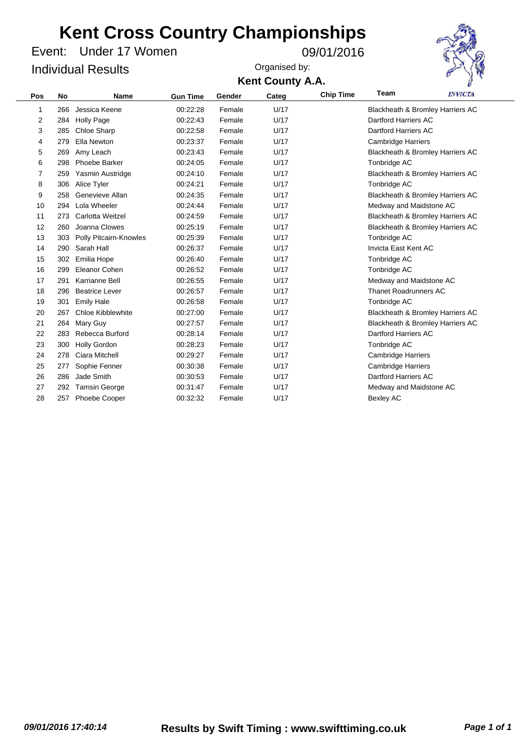# Kent Cross Country Championships

Event: Under 17 Women

09/01/2016

Individual Results

Organised by:

**Kent County A.A.**

| Pos | No | Name | Gun Time | Gender | Categ | Chip Time | Team |
|---|---|---|---|---|---|---|---|
| 1 | 266 | Jessica Keene | 00:22:28 | Female | U/17 | | Blackheath & Bromley Harriers AC |
| 2 | 284 | Holly Page | 00:22:43 | Female | U/17 | | Dartford Harriers AC |
| 3 | 285 | Chloe Sharp | 00:22:58 | Female | U/17 | | Dartford Harriers AC |
| 4 | 279 | Ella Newton | 00:23:37 | Female | U/17 | | Cambridge Harriers |
| 5 | 269 | Amy Leach | 00:23:43 | Female | U/17 | | Blackheath & Bromley Harriers AC |
| 6 | 298 | Phoebe Barker | 00:24:05 | Female | U/17 | | Tonbridge AC |
| 7 | 259 | Yasmin Austridge | 00:24:10 | Female | U/17 | | Blackheath & Bromley Harriers AC |
| 8 | 306 | Alice Tyler | 00:24:21 | Female | U/17 | | Tonbridge AC |
| 9 | 258 | Genevieve Allan | 00:24:35 | Female | U/17 | | Blackheath & Bromley Harriers AC |
| 10 | 294 | Lola Wheeler | 00:24:44 | Female | U/17 | | Medway and Maidstone AC |
| 11 | 273 | Carlotta Weitzel | 00:24:59 | Female | U/17 | | Blackheath & Bromley Harriers AC |
| 12 | 260 | Joanna Clowes | 00:25:19 | Female | U/17 | | Blackheath & Bromley Harriers AC |
| 13 | 303 | Polly Pitcairn-Knowles | 00:25:39 | Female | U/17 | | Tonbridge AC |
| 14 | 290 | Sarah Hall | 00:26:37 | Female | U/17 | | Invicta East Kent AC |
| 15 | 302 | Emilia Hope | 00:26:40 | Female | U/17 | | Tonbridge AC |
| 16 | 299 | Eleanor Cohen | 00:26:52 | Female | U/17 | | Tonbridge AC |
| 17 | 291 | Karrianne Bell | 00:26:55 | Female | U/17 | | Medway and Maidstone AC |
| 18 | 296 | Beatrice Lever | 00:26:57 | Female | U/17 | | Thanet Roadrunners AC |
| 19 | 301 | Emily Hale | 00:26:58 | Female | U/17 | | Tonbridge AC |
| 20 | 267 | Chloe Kibblewhite | 00:27:00 | Female | U/17 | | Blackheath & Bromley Harriers AC |
| 21 | 264 | Mary Guy | 00:27:57 | Female | U/17 | | Blackheath & Bromley Harriers AC |
| 22 | 283 | Rebecca Burford | 00:28:14 | Female | U/17 | | Dartford Harriers AC |
| 23 | 300 | Holly Gordon | 00:28:23 | Female | U/17 | | Tonbridge AC |
| 24 | 278 | Ciara Mitchell | 00:29:27 | Female | U/17 | | Cambridge Harriers |
| 25 | 277 | Sophie Fenner | 00:30:38 | Female | U/17 | | Cambridge Harriers |
| 26 | 286 | Jade Smith | 00:30:53 | Female | U/17 | | Dartford Harriers AC |
| 27 | 292 | Tamsin George | 00:31:47 | Female | U/17 | | Medway and Maidstone AC |
| 28 | 257 | Phoebe Cooper | 00:32:32 | Female | U/17 | | Bexley AC |

*09/01/2016 17:40:14* **Results by Swift Timing : www.swifttiming.co.uk**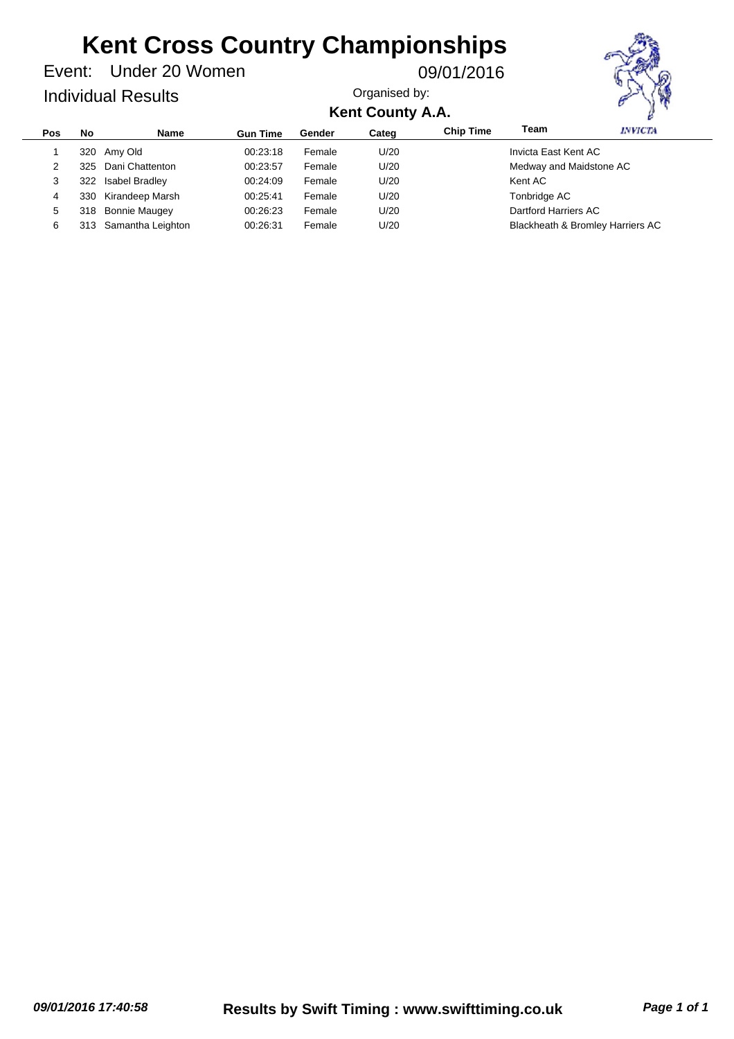# Kent Cross Country Championships

Event: Under 20 Women

09/01/2016

Individual Results

Organised by:

**Kent County A.A.**

| Pos | No | Name | Gun Time | Gender | Categ | Chip Time | Team |
|---|---|---|---|---|---|---|---|
| 1 | 320 | Amy Old | 00:23:18 | Female | U/20 | | Invicta East Kent AC |
| 2 | 325 | Dani Chattenton | 00:23:57 | Female | U/20 | | Medway and Maidstone AC |
| 3 | 322 | Isabel Bradley | 00:24:09 | Female | U/20 | | Kent AC |
| 4 | 330 | Kirandeep Marsh | 00:25:41 | Female | U/20 | | Tonbridge AC |
| 5 | 318 | Bonnie Maugey | 00:26:23 | Female | U/20 | | Dartford Harriers AC |
| 6 | 313 | Samantha Leighton | 00:26:31 | Female | U/20 | | Blackheath & Bromley Harriers AC |

*09/01/2016 17:40:58* **Results by Swift Timing : www.swifttiming.co.uk**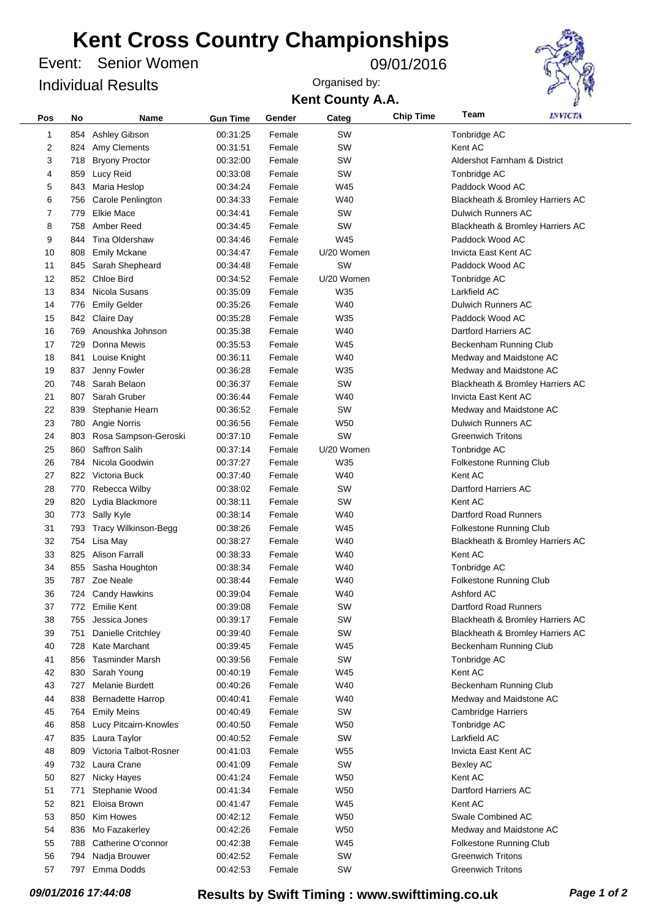# Kent Cross Country Championships

Event: Senior Women 09/01/2016

Individual Results

Organised by:

**Kent County A.A.**

| Pos | No | Name | Gun Time | Gender | Categ | Chip Time | Team |
|---|---|---|---|---|---|---|---|
| 1 | 854 | Ashley Gibson | 00:31:25 | Female | SW | | Tonbridge AC |
| 2 | 824 | Amy Clements | 00:31:51 | Female | SW | | Kent AC |
| 3 | 718 | Bryony Proctor | 00:32:00 | Female | SW | | Aldershot Farnham & District |
| 4 | 859 | Lucy Reid | 00:33:08 | Female | SW | | Tonbridge AC |
| 5 | 843 | Maria Heslop | 00:34:24 | Female | W45 | | Paddock Wood AC |
| 6 | 756 | Carole Penlington | 00:34:33 | Female | W40 | | Blackheath & Bromley Harriers AC |
| 7 | 779 | Elkie Mace | 00:34:41 | Female | SW | | Dulwich Runners AC |
| 8 | 758 | Amber Reed | 00:34:45 | Female | SW | | Blackheath & Bromley Harriers AC |
| 9 | 844 | Tina Oldershaw | 00:34:46 | Female | W45 | | Paddock Wood AC |
| 10 | 808 | Emily Mckane | 00:34:47 | Female | U/20 Women | | Invicta East Kent AC |
| 11 | 845 | Sarah Shepheard | 00:34:48 | Female | SW | | Paddock Wood AC |
| 12 | 852 | Chloe Bird | 00:34:52 | Female | U/20 Women | | Tonbridge AC |
| 13 | 834 | Nicola Susans | 00:35:09 | Female | W35 | | Larkfield AC |
| 14 | 776 | Emily Gelder | 00:35:26 | Female | W40 | | Dulwich Runners AC |
| 15 | 842 | Claire Day | 00:35:28 | Female | W35 | | Paddock Wood AC |
| 16 | 769 | Anoushka Johnson | 00:35:38 | Female | W40 | | Dartford Harriers AC |
| 17 | 729 | Donna Mewis | 00:35:53 | Female | W45 | | Beckenham Running Club |
| 18 | 841 | Louise Knight | 00:36:11 | Female | W40 | | Medway and Maidstone AC |
| 19 | 837 | Jenny Fowler | 00:36:28 | Female | W35 | | Medway and Maidstone AC |
| 20 | 748 | Sarah Belaon | 00:36:37 | Female | SW | | Blackheath & Bromley Harriers AC |
| 21 | 807 | Sarah Gruber | 00:36:44 | Female | W40 | | Invicta East Kent AC |
| 22 | 839 | Stephanie Hearn | 00:36:52 | Female | SW | | Medway and Maidstone AC |
| 23 | 780 | Angie Norris | 00:36:56 | Female | W50 | | Dulwich Runners AC |
| 24 | 803 | Rosa Sampson-Geroski | 00:37:10 | Female | SW | | Greenwich Tritons |
| 25 | 860 | Saffron Salih | 00:37:14 | Female | U/20 Women | | Tonbridge AC |
| 26 | 784 | Nicola Goodwin | 00:37:27 | Female | W35 | | Folkestone Running Club |
| 27 | 822 | Victoria Buck | 00:37:40 | Female | W40 | | Kent AC |
| 28 | 770 | Rebecca Wilby | 00:38:02 | Female | SW | | Dartford Harriers AC |
| 29 | 820 | Lydia Blackmore | 00:38:11 | Female | SW | | Kent AC |
| 30 | 773 | Sally Kyle | 00:38:14 | Female | W40 | | Dartford Road Runners |
| 31 | 793 | Tracy Wilkinson-Begg | 00:38:26 | Female | W45 | | Folkestone Running Club |
| 32 | 754 | Lisa May | 00:38:27 | Female | W40 | | Blackheath & Bromley Harriers AC |
| 33 | 825 | Alison Farrall | 00:38:33 | Female | W40 | | Kent AC |
| 34 | 855 | Sasha Houghton | 00:38:34 | Female | W40 | | Tonbridge AC |
| 35 | 787 | Zoe Neale | 00:38:44 | Female | W40 | | Folkestone Running Club |
| 36 | 724 | Candy Hawkins | 00:39:04 | Female | W40 | | Ashford AC |
| 37 | 772 | Emilie Kent | 00:39:08 | Female | SW | | Dartford Road Runners |
| 38 | 755 | Jessica Jones | 00:39:17 | Female | SW | | Blackheath & Bromley Harriers AC |
| 39 | 751 | Danielle Critchley | 00:39:40 | Female | SW | | Blackheath & Bromley Harriers AC |
| 40 | 728 | Kate Marchant | 00:39:45 | Female | W45 | | Beckenham Running Club |
| 41 | 856 | Tasminder Marsh | 00:39:56 | Female | SW | | Tonbridge AC |
| 42 | 830 | Sarah Young | 00:40:19 | Female | W45 | | Kent AC |
| 43 | 727 | Melanie Burdett | 00:40:26 | Female | W40 | | Beckenham Running Club |
| 44 | 838 | Bernadette Harrop | 00:40:41 | Female | W40 | | Medway and Maidstone AC |
| 45 | 764 | Emily Meins | 00:40:49 | Female | SW | | Cambridge Harriers |
| 46 | 858 | Lucy Pitcairn-Knowles | 00:40:50 | Female | W50 | | Tonbridge AC |
| 47 | 835 | Laura Taylor | 00:40:52 | Female | SW | | Larkfield AC |
| 48 | 809 | Victoria Talbot-Rosner | 00:41:03 | Female | W55 | | Invicta East Kent AC |
| 49 | 732 | Laura Crane | 00:41:09 | Female | SW | | Bexley AC |
| 50 | 827 | Nicky Hayes | 00:41:24 | Female | W50 | | Kent AC |
| 51 | 771 | Stephanie Wood | 00:41:34 | Female | W50 | | Dartford Harriers AC |
| 52 | 821 | Eloisa Brown | 00:41:47 | Female | W45 | | Kent AC |
| 53 | 850 | Kim Howes | 00:42:12 | Female | W50 | | Swale Combined AC |
| 54 | 836 | Mo Fazakerley | 00:42:26 | Female | W50 | | Medway and Maidstone AC |
| 55 | 788 | Catherine O'connor | 00:42:38 | Female | W45 | | Folkestone Running Club |
| 56 | 794 | Nadja Brouwer | 00:42:52 | Female | SW | | Greenwich Tritons |
| 57 | 797 | Emma Dodds | 00:42:53 | Female | SW | | Greenwich Tritons |

*09/01/2016 17:44:08* **Results by Swift Timing : www.swifttiming.co.uk**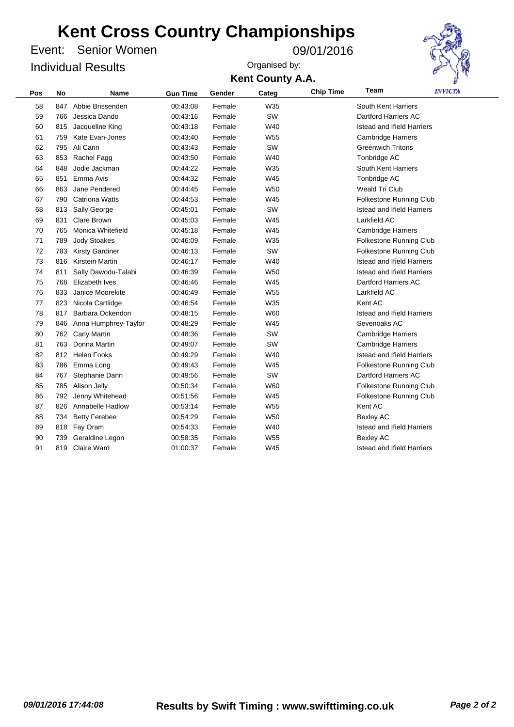# Kent Cross Country Championships

Event: Senior Women

09/01/2016

Individual Results

Organised by:

**Kent County A.A.**

| Pos | No | Name | Gun Time | Gender | Categ | Chip Time | Team |
|---|---|---|---|---|---|---|---|
| 58 | 847 | Abbie Brissenden | 00:43:08 | Female | W35 | | South Kent Harriers |
| 59 | 766 | Jessica Dando | 00:43:16 | Female | SW | | Dartford Harriers AC |
| 60 | 815 | Jacqueline King | 00:43:18 | Female | W40 | | Istead and Ifield Harriers |
| 61 | 759 | Kate Evan-Jones | 00:43:40 | Female | W55 | | Cambridge Harriers |
| 62 | 795 | Ali Cann | 00:43:43 | Female | SW | | Greenwich Tritons |
| 63 | 853 | Rachel Fagg | 00:43:50 | Female | W40 | | Tonbridge AC |
| 64 | 848 | Jodie Jackman | 00:44:22 | Female | W35 | | South Kent Harriers |
| 65 | 851 | Emma Avis | 00:44:32 | Female | W45 | | Tonbridge AC |
| 66 | 863 | Jane Pendered | 00:44:45 | Female | W50 | | Weald Tri Club |
| 67 | 790 | Catriona Watts | 00:44:53 | Female | W45 | | Folkestone Running Club |
| 68 | 813 | Sally George | 00:45:01 | Female | SW | | Istead and Ifield Harriers |
| 69 | 831 | Clare Brown | 00:45:03 | Female | W45 | | Larkfield AC |
| 70 | 765 | Monica Whitefield | 00:45:18 | Female | W45 | | Cambridge Harriers |
| 71 | 789 | Jody Stoakes | 00:46:09 | Female | W35 | | Folkestone Running Club |
| 72 | 783 | Kirsty Gardiner | 00:46:13 | Female | SW | | Folkestone Running Club |
| 73 | 816 | Kirstein Martin | 00:46:17 | Female | W40 | | Istead and Ifield Harriers |
| 74 | 811 | Sally Dawodu-Talabi | 00:46:39 | Female | W50 | | Istead and Ifield Harriers |
| 75 | 768 | Elizabeth Ives | 00:46:46 | Female | W45 | | Dartford Harriers AC |
| 76 | 833 | Janice Moorekite | 00:46:49 | Female | W55 | | Larkfield AC |
| 77 | 823 | Nicola Cartlidge | 00:46:54 | Female | W35 | | Kent AC |
| 78 | 817 | Barbara Ockendon | 00:48:15 | Female | W60 | | Istead and Ifield Harriers |
| 79 | 846 | Anna Humphrey-Taylor | 00:48:29 | Female | W45 | | Sevenoaks AC |
| 80 | 762 | Carly Martin | 00:48:36 | Female | SW | | Cambridge Harriers |
| 81 | 763 | Donna Martin | 00:49:07 | Female | SW | | Cambridge Harriers |
| 82 | 812 | Helen Fooks | 00:49:29 | Female | W40 | | Istead and Ifield Harriers |
| 83 | 786 | Emma Long | 00:49:43 | Female | W45 | | Folkestone Running Club |
| 84 | 767 | Stephanie Dann | 00:49:56 | Female | SW | | Dartford Harriers AC |
| 85 | 785 | Alison Jelly | 00:50:34 | Female | W60 | | Folkestone Running Club |
| 86 | 792 | Jenny Whitehead | 00:51:56 | Female | W45 | | Folkestone Running Club |
| 87 | 826 | Annabelle Hadlow | 00:53:14 | Female | W55 | | Kent AC |
| 88 | 734 | Betty Ferebee | 00:54:29 | Female | W50 | | Bexley AC |
| 89 | 818 | Fay Oram | 00:54:33 | Female | W40 | | Istead and Ifield Harriers |
| 90 | 739 | Geraldine Legon | 00:58:35 | Female | W55 | | Bexley AC |
| 91 | 819 | Claire Ward | 01:00:37 | Female | W45 | | Istead and Ifield Harriers |

*09/01/2016 17:44:08*

**Results by Swift Timing : www.swifttiming.co.uk**